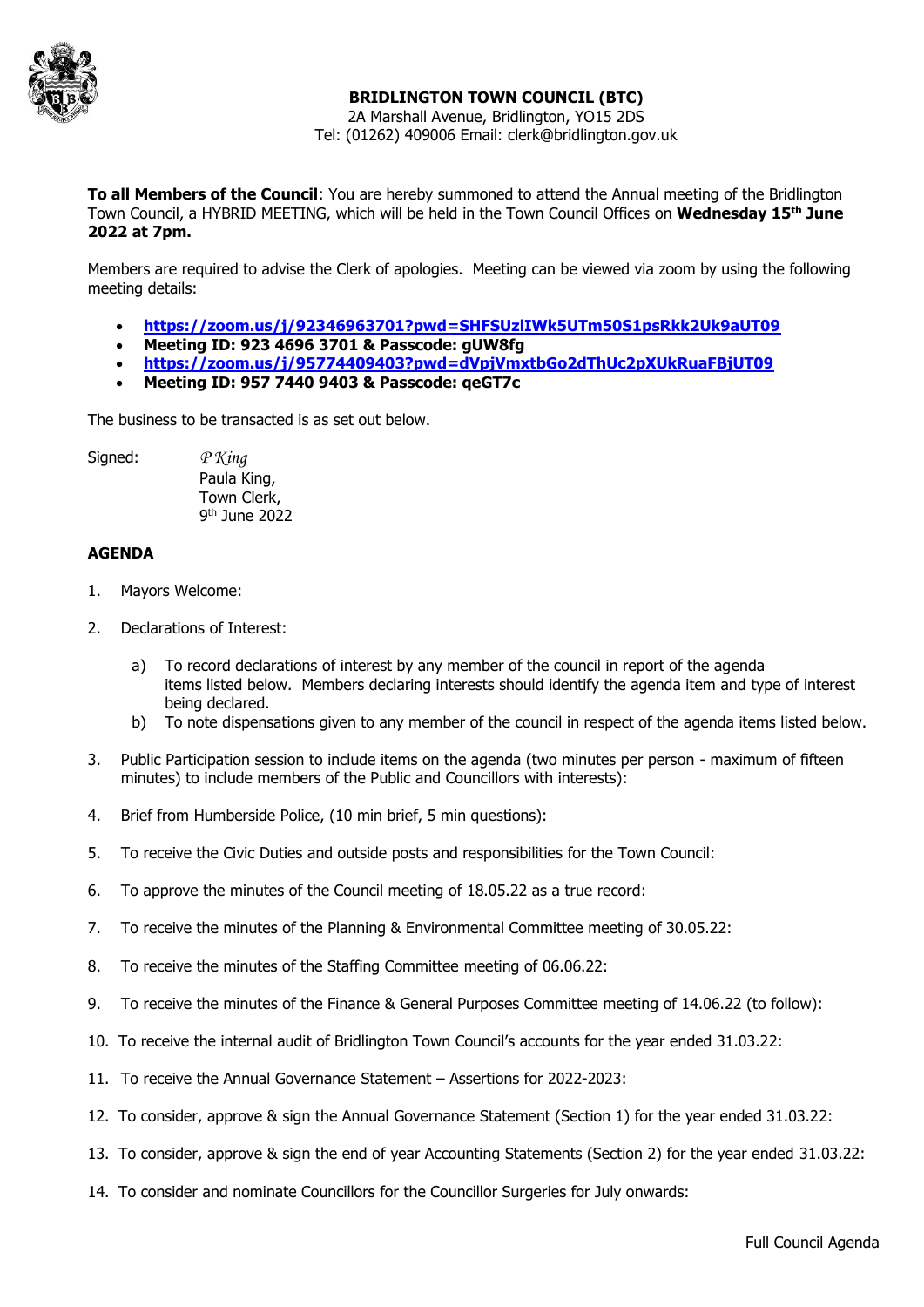**BRIDLINGTON TOWN COUNCIL (BTC)**
2A Marshall Avenue, Bridlington, YO15 2DS
Tel: (01262) 409006 Email: clerk@bridlington.gov.uk

**To all Members of the Council**: You are hereby summoned to attend the Annual meeting of the Bridlington Town Council, a HYBRID MEETING, which will be held in the Town Council Offices on **Wednesday 15th June 2022 at 7pm.**

Members are required to advise the Clerk of apologies. Meeting can be viewed via zoom by using the following meeting details:

- **https://zoom.us/j/92346963701?pwd=SHFSUzlIWk5UTm50S1psRkk2Uk9aUT09**
- **Meeting ID: 923 4696 3701 & Passcode: gUW8fg**
- **https://zoom.us/j/95774409403?pwd=dVpjVmxtbGo2dThUc2pXUkRuaFBjUT09**
- **Meeting ID: 957 7440 9403 & Passcode: qeGT7c**

The business to be transacted is as set out below.

Signed: *P King*
Paula King,
Town Clerk,
9th June 2022

**AGENDA**

1. Mayors Welcome:
2. Declarations of Interest:
   a) To record declarations of interest by any member of the council in report of the agenda items listed below. Members declaring interests should identify the agenda item and type of interest being declared.
   b) To note dispensations given to any member of the council in respect of the agenda items listed below.
3. Public Participation session to include items on the agenda (two minutes per person - maximum of fifteen minutes) to include members of the Public and Councillors with interests):
4. Brief from Humberside Police, (10 min brief, 5 min questions):
5. To receive the Civic Duties and outside posts and responsibilities for the Town Council:
6. To approve the minutes of the Council meeting of 18.05.22 as a true record:
7. To receive the minutes of the Planning & Environmental Committee meeting of 30.05.22:
8. To receive the minutes of the Staffing Committee meeting of 06.06.22:
9. To receive the minutes of the Finance & General Purposes Committee meeting of 14.06.22 (to follow):
10. To receive the internal audit of Bridlington Town Council's accounts for the year ended 31.03.22:
11. To receive the Annual Governance Statement – Assertions for 2022-2023:
12. To consider, approve & sign the Annual Governance Statement (Section 1) for the year ended 31.03.22:
13. To consider, approve & sign the end of year Accounting Statements (Section 2) for the year ended 31.03.22:
14. To consider and nominate Councillors for the Councillor Surgeries for July onwards: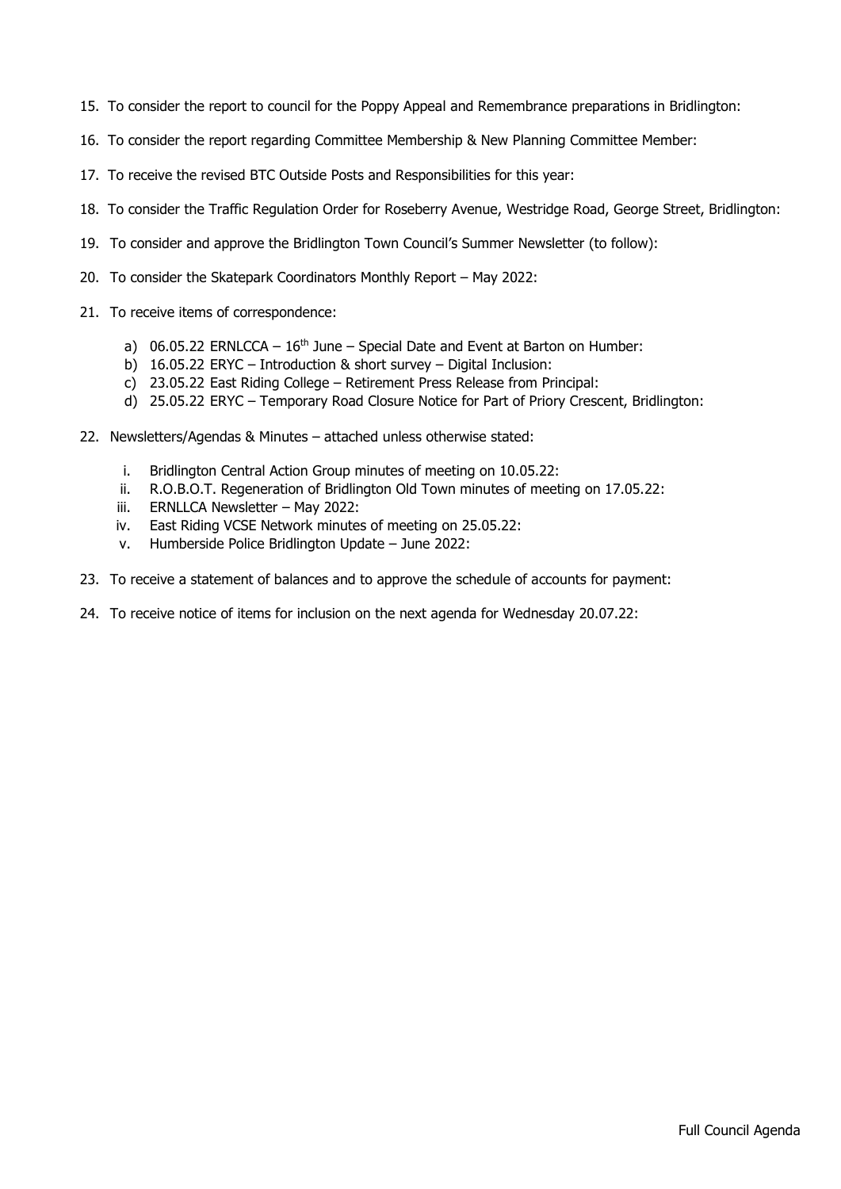15. To consider the report to council for the Poppy Appeal and Remembrance preparations in Bridlington:

16. To consider the report regarding Committee Membership & New Planning Committee Member:

17. To receive the revised BTC Outside Posts and Responsibilities for this year:

18. To consider the Traffic Regulation Order for Roseberry Avenue, Westridge Road, George Street, Bridlington:

19. To consider and approve the Bridlington Town Council's Summer Newsletter (to follow):

20. To consider the Skatepark Coordinators Monthly Report – May 2022:

21. To receive items of correspondence:

    a) 06.05.22 ERNLCCA – 16th June – Special Date and Event at Barton on Humber:
    b) 16.05.22 ERYC – Introduction & short survey – Digital Inclusion:
    c) 23.05.22 East Riding College – Retirement Press Release from Principal:
    d) 25.05.22 ERYC – Temporary Road Closure Notice for Part of Priory Crescent, Bridlington:

22. Newsletters/Agendas & Minutes – attached unless otherwise stated:

    i. Bridlington Central Action Group minutes of meeting on 10.05.22:
    ii. R.O.B.O.T. Regeneration of Bridlington Old Town minutes of meeting on 17.05.22:
    iii. ERNLLCA Newsletter – May 2022:
    iv. East Riding VCSE Network minutes of meeting on 25.05.22:
    v. Humberside Police Bridlington Update – June 2022:

23. To receive a statement of balances and to approve the schedule of accounts for payment:

24. To receive notice of items for inclusion on the next agenda for Wednesday 20.07.22: